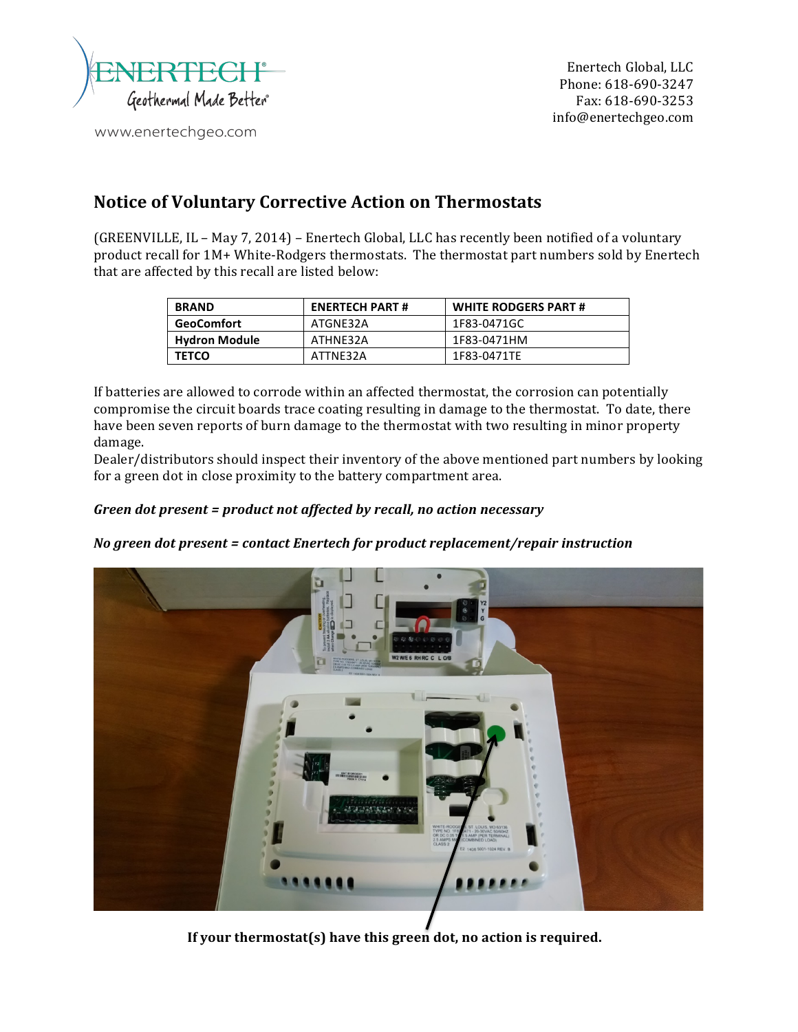ENERTECH®
Geothermal Made Better®

www.enertechgeo.com

Enertech Global, LLC
Phone: 618-690-3247
Fax: 618-690-3253
info@enertechgeo.com

# Notice of Voluntary Corrective Action on Thermostats

(GREENVILLE, IL – May 7, 2014) – Enertech Global, LLC has recently been notified of a voluntary product recall for 1M+ White-Rodgers thermostats. The thermostat part numbers sold by Enertech that are affected by this recall are listed below:

| BRAND | ENERTECH PART # | WHITE RODGERS PART # |
|---|---|---|
| **GeoComfort** | ATGNE32A | 1F83-0471GC |
| **Hydron Module** | ATHNE32A | 1F83-0471HM |
| **TETCO** | ATTNE32A | 1F83-0471TE |

If batteries are allowed to corrode within an affected thermostat, the corrosion can potentially compromise the circuit boards trace coating resulting in damage to the thermostat. To date, there have been seven reports of burn damage to the thermostat with two resulting in minor property damage.

Dealer/distributors should inspect their inventory of the above mentioned part numbers by looking for a green dot in close proximity to the battery compartment area.

***Green dot present = product not affected by recall, no action necessary***

***No green dot present = contact Enertech for product replacement/repair instruction***

**If your thermostat(s) have this green dot, no action is required.**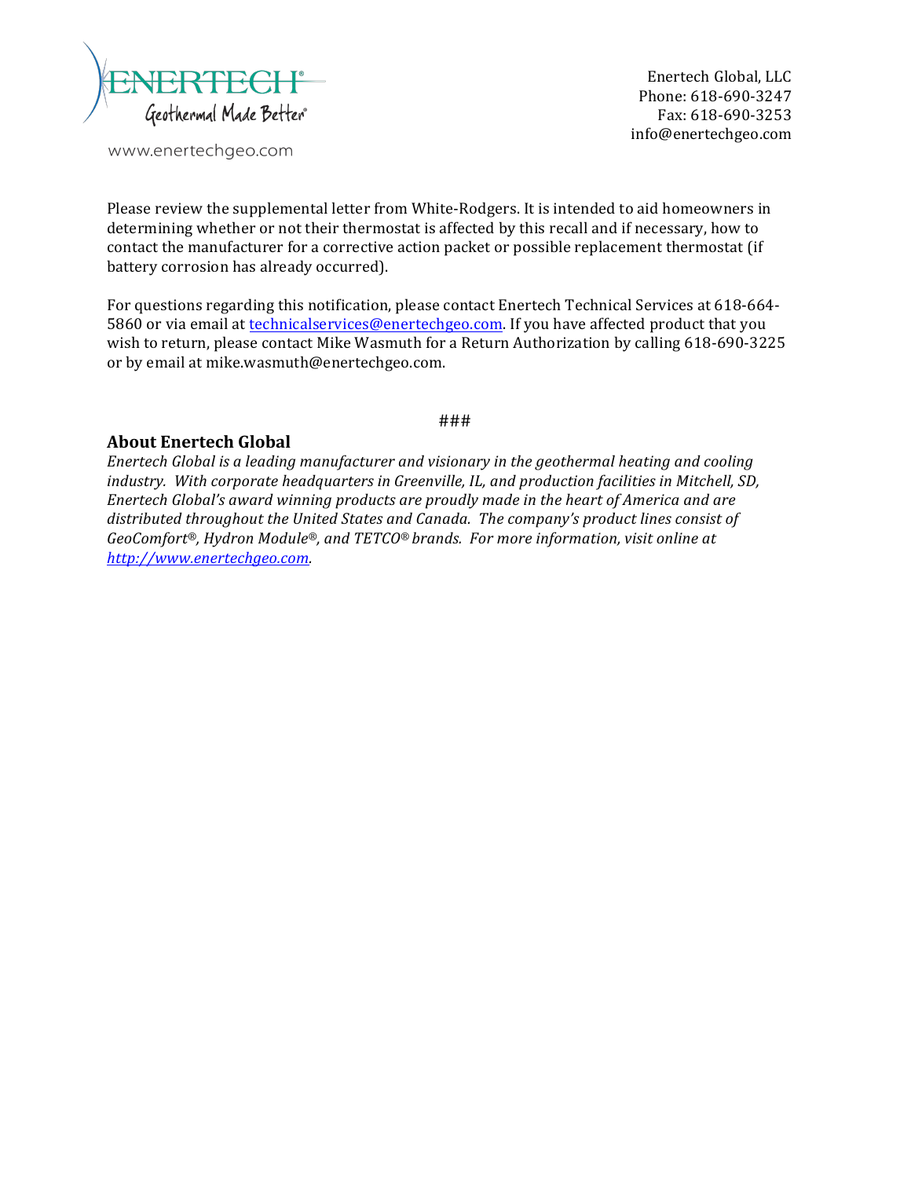www.enertechgeo.com

Enertech Global, LLC
Phone: 618-690-3247
Fax: 618-690-3253
info@enertechgeo.com

Please review the supplemental letter from White-Rodgers. It is intended to aid homeowners in determining whether or not their thermostat is affected by this recall and if necessary, how to contact the manufacturer for a corrective action packet or possible replacement thermostat (if battery corrosion has already occurred).

For questions regarding this notification, please contact Enertech Technical Services at 618-664-5860 or via email at technicalservices@enertechgeo.com. If you have affected product that you wish to return, please contact Mike Wasmuth for a Return Authorization by calling 618-690-3225 or by email at mike.wasmuth@enertechgeo.com.

###

## About Enertech Global

*Enertech Global is a leading manufacturer and visionary in the geothermal heating and cooling industry. With corporate headquarters in Greenville, IL, and production facilities in Mitchell, SD, Enertech Global's award winning products are proudly made in the heart of America and are distributed throughout the United States and Canada. The company's product lines consist of GeoComfort®, Hydron Module®, and TETCO® brands. For more information, visit online at http://www.enertechgeo.com.*